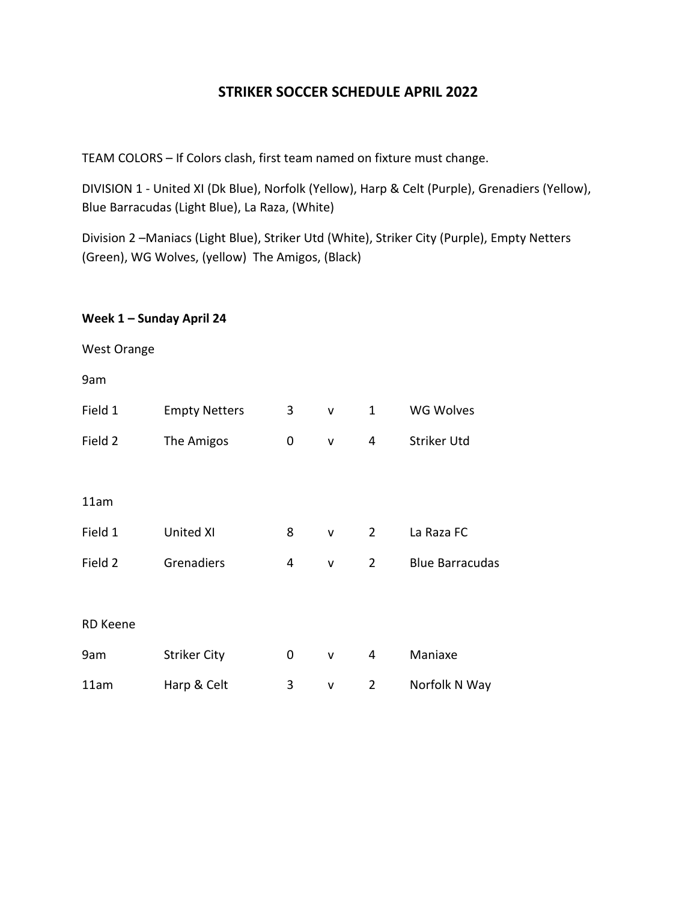# STRIKER SOCCER SCHEDULE APRIL 2022

TEAM COLORS – If Colors clash, first team named on fixture must change.

DIVISION 1 - United XI (Dk Blue), Norfolk (Yellow), Harp & Celt (Purple), Grenadiers (Yellow), Blue Barracudas (Light Blue), La Raza, (White)

Division 2 –Maniacs (Light Blue), Striker Utd (White), Striker City (Purple), Empty Netters (Green), WG Wolves, (yellow) The Amigos, (Black)

**Week 1 – Sunday April 24**

West Orange

9am

| | | | | | |
|---|---|---|---|---|---|
| Field 1 | Empty Netters | 3 | v | 1 | WG Wolves |
| Field 2 | The Amigos | 0 | v | 4 | Striker Utd |

11am

| | | | | | |
|---|---|---|---|---|---|
| Field 1 | United XI | 8 | v | 2 | La Raza FC |
| Field 2 | Grenadiers | 4 | v | 2 | Blue Barracudas |

RD Keene

| | | | | | |
|---|---|---|---|---|---|
| 9am | Striker City | 0 | v | 4 | Maniaxe |
| 11am | Harp & Celt | 3 | v | 2 | Norfolk N Way |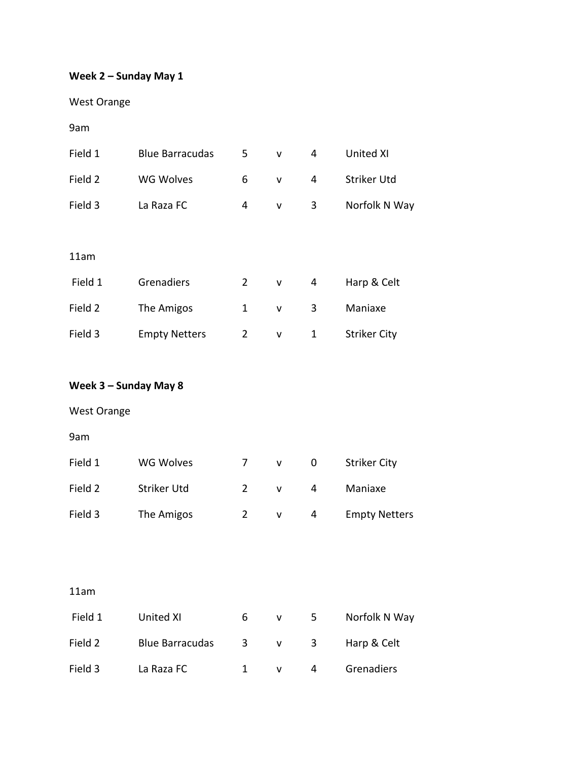**Week 2 – Sunday May 1**

West Orange

9am

| | | | | | |
|---|---|---|---|---|---|
| Field 1 | Blue Barracudas | 5 | v | 4 | United XI |
| Field 2 | WG Wolves | 6 | v | 4 | Striker Utd |
| Field 3 | La Raza FC | 4 | v | 3 | Norfolk N Way |

11am

| | | | | | |
|---|---|---|---|---|---|
| Field 1 | Grenadiers | 2 | v | 4 | Harp & Celt |
| Field 2 | The Amigos | 1 | v | 3 | Maniaxe |
| Field 3 | Empty Netters | 2 | v | 1 | Striker City |

**Week 3 – Sunday May 8**

West Orange

9am

| | | | | | |
|---|---|---|---|---|---|
| Field 1 | WG Wolves | 7 | v | 0 | Striker City |
| Field 2 | Striker Utd | 2 | v | 4 | Maniaxe |
| Field 3 | The Amigos | 2 | v | 4 | Empty Netters |

11am

| | | | | | |
|---|---|---|---|---|---|
| Field 1 | United XI | 6 | v | 5 | Norfolk N Way |
| Field 2 | Blue Barracudas | 3 | v | 3 | Harp & Celt |
| Field 3 | La Raza FC | 1 | v | 4 | Grenadiers |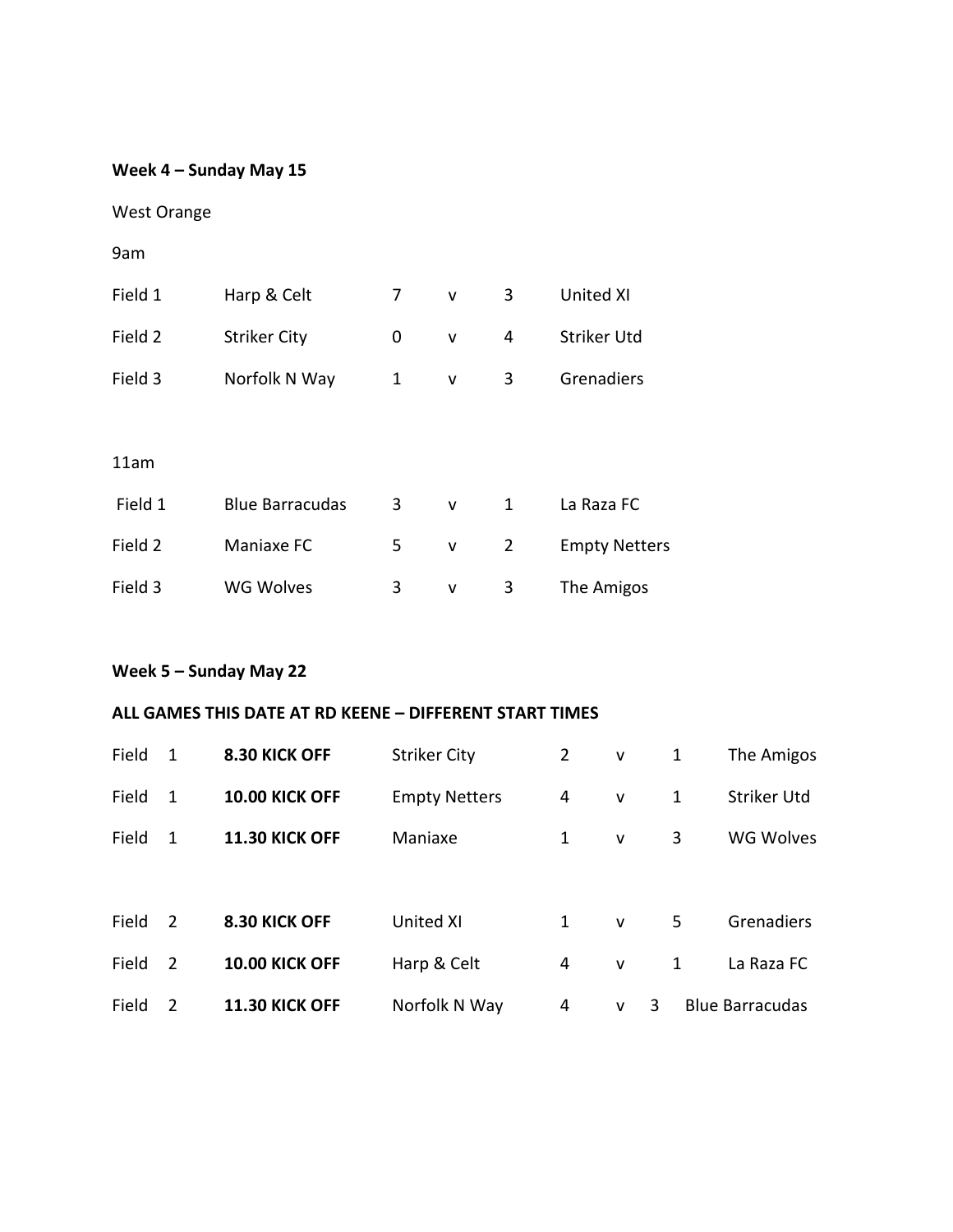**Week 4 – Sunday May 15**

West Orange

9am

| | | | | | |
|---|---|---|---|---|---|
| Field 1 | Harp & Celt | 7 | v | 3 | United XI |
| Field 2 | Striker City | 0 | v | 4 | Striker Utd |
| Field 3 | Norfolk N Way | 1 | v | 3 | Grenadiers |

11am

| | | | | | |
|---|---|---|---|---|---|
| Field 1 | Blue Barracudas | 3 | v | 1 | La Raza FC |
| Field 2 | Maniaxe FC | 5 | v | 2 | Empty Netters |
| Field 3 | WG Wolves | 3 | v | 3 | The Amigos |

**Week 5 – Sunday May 22**

**ALL GAMES THIS DATE AT RD KEENE – DIFFERENT START TIMES**

| | | | | | | |
|---|---|---|---|---|---|---|
| Field 1 | **8.30 KICK OFF** | Striker City | 2 | v | 1 | The Amigos |
| Field 1 | **10.00 KICK OFF** | Empty Netters | 4 | v | 1 | Striker Utd |
| Field 1 | **11.30 KICK OFF** | Maniaxe | 1 | v | 3 | WG Wolves |
| Field 2 | **8.30 KICK OFF** | United XI | 1 | v | 5 | Grenadiers |
| Field 2 | **10.00 KICK OFF** | Harp & Celt | 4 | v | 1 | La Raza FC |
| Field 2 | **11.30 KICK OFF** | Norfolk N Way | 4 | v | 3 | Blue Barracudas |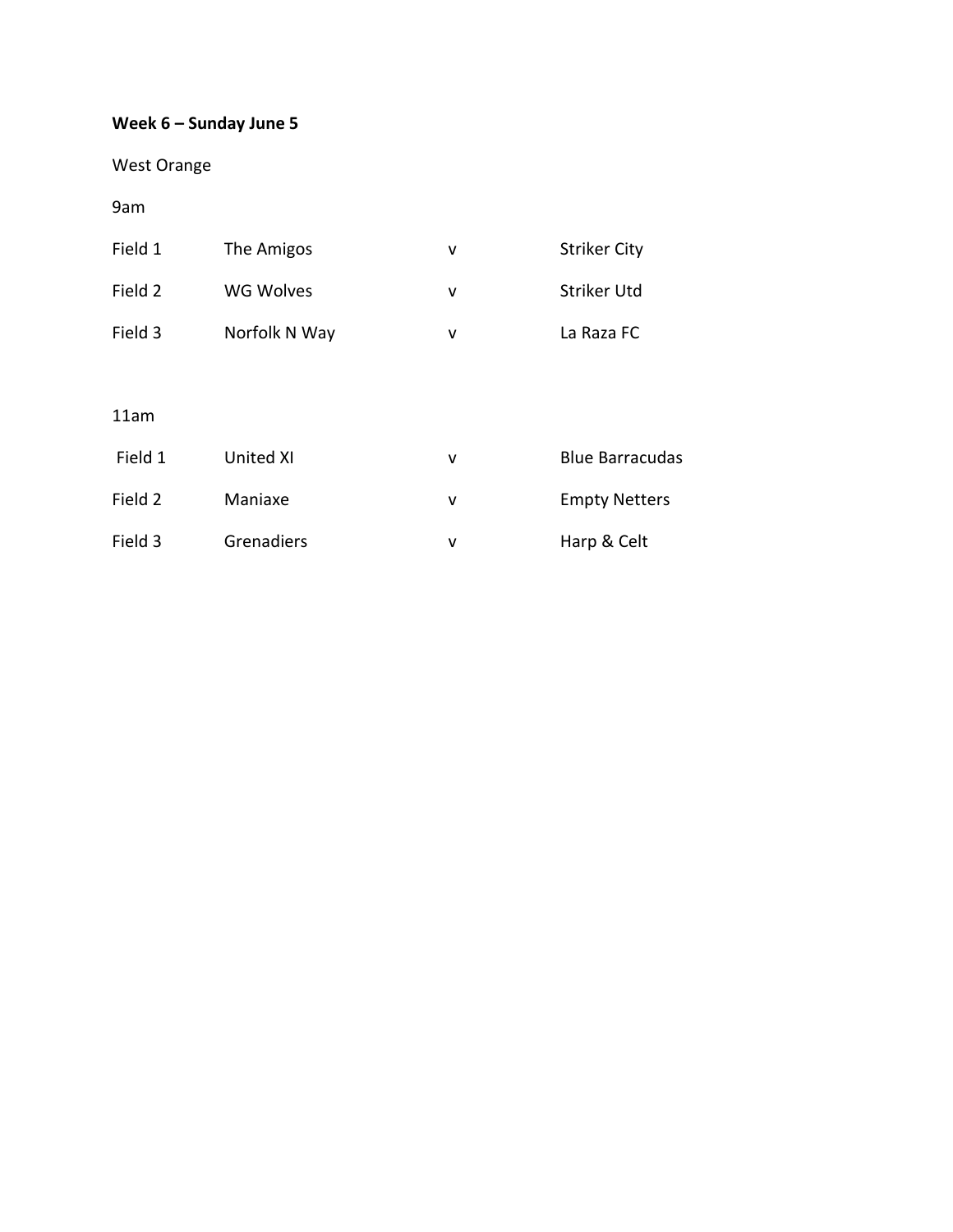**Week 6 – Sunday June 5**

West Orange

9am

| | | | |
|---|---|---|---|
| Field 1 | The Amigos | v | Striker City |
| Field 2 | WG Wolves | v | Striker Utd |
| Field 3 | Norfolk N Way | v | La Raza FC |

11am

| | | | |
|---|---|---|---|
| Field 1 | United XI | v | Blue Barracudas |
| Field 2 | Maniaxe | v | Empty Netters |
| Field 3 | Grenadiers | v | Harp & Celt |